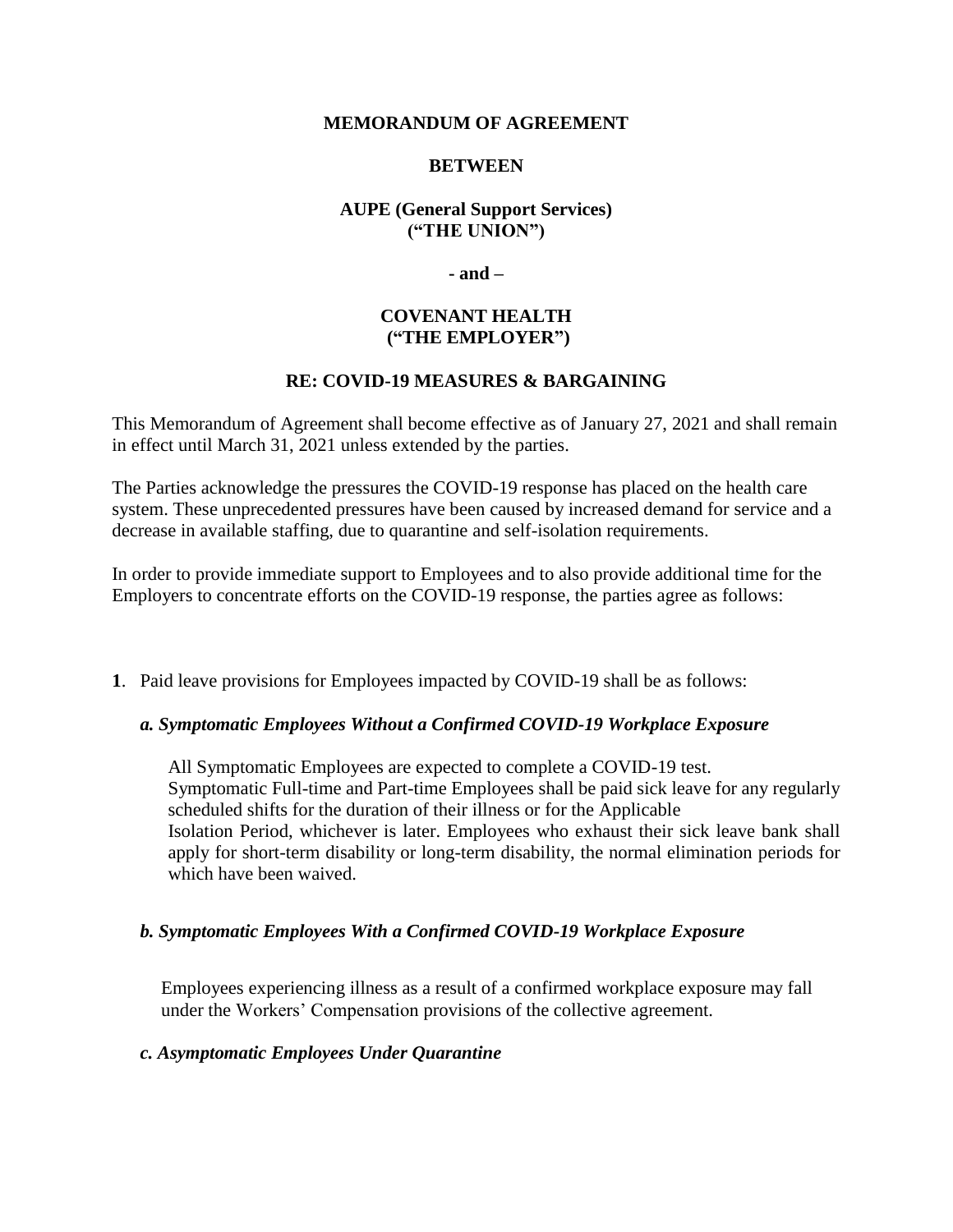**MEMORANDUM OF AGREEMENT**

**BETWEEN**

**AUPE (General Support Services)**
**("THE UNION")**

**- and –**

**COVENANT HEALTH**
**("THE EMPLOYER")**

**RE: COVID-19 MEASURES & BARGAINING**

This Memorandum of Agreement shall become effective as of January 27, 2021 and shall remain in effect until March 31, 2021 unless extended by the parties.

The Parties acknowledge the pressures the COVID-19 response has placed on the health care system. These unprecedented pressures have been caused by increased demand for service and a decrease in available staffing, due to quarantine and self-isolation requirements.

In order to provide immediate support to Employees and to also provide additional time for the Employers to concentrate efforts on the COVID-19 response, the parties agree as follows:

**1**. Paid leave provisions for Employees impacted by COVID-19 shall be as follows:

***a. Symptomatic Employees Without a Confirmed COVID-19 Workplace Exposure***

All Symptomatic Employees are expected to complete a COVID-19 test.
Symptomatic Full-time and Part-time Employees shall be paid sick leave for any regularly scheduled shifts for the duration of their illness or for the Applicable Isolation Period, whichever is later. Employees who exhaust their sick leave bank shall apply for short-term disability or long-term disability, the normal elimination periods for which have been waived.

***b. Symptomatic Employees With a Confirmed COVID-19 Workplace Exposure***

Employees experiencing illness as a result of a confirmed workplace exposure may fall under the Workers' Compensation provisions of the collective agreement.

***c. Asymptomatic Employees Under Quarantine***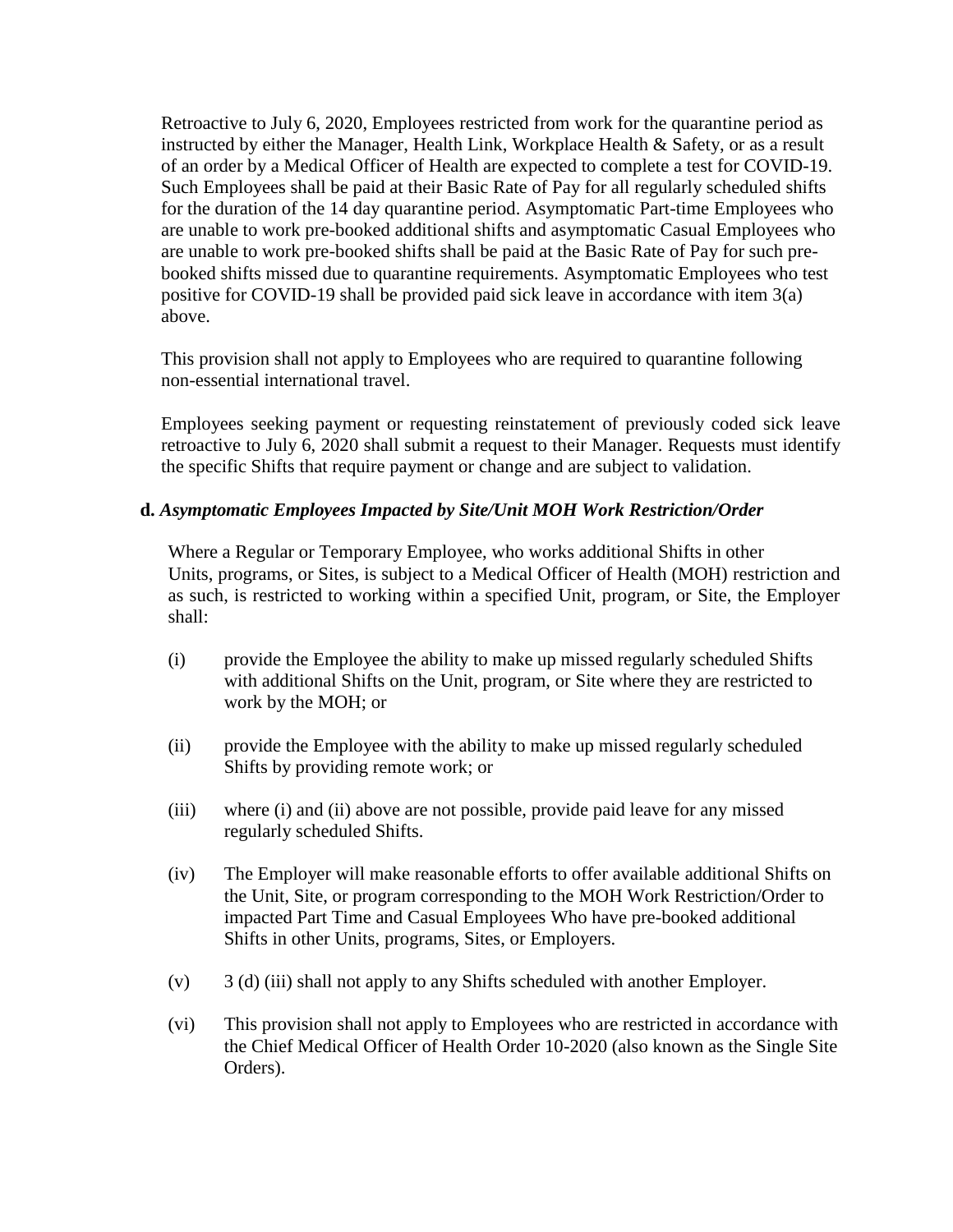Retroactive to July 6, 2020, Employees restricted from work for the quarantine period as instructed by either the Manager, Health Link, Workplace Health & Safety, or as a result of an order by a Medical Officer of Health are expected to complete a test for COVID-19. Such Employees shall be paid at their Basic Rate of Pay for all regularly scheduled shifts for the duration of the 14 day quarantine period. Asymptomatic Part-time Employees who are unable to work pre-booked additional shifts and asymptomatic Casual Employees who are unable to work pre-booked shifts shall be paid at the Basic Rate of Pay for such pre-booked shifts missed due to quarantine requirements. Asymptomatic Employees who test positive for COVID-19 shall be provided paid sick leave in accordance with item 3(a) above.

This provision shall not apply to Employees who are required to quarantine following non-essential international travel.

Employees seeking payment or requesting reinstatement of previously coded sick leave retroactive to July 6, 2020 shall submit a request to their Manager. Requests must identify the specific Shifts that require payment or change and are subject to validation.

**d.** ***Asymptomatic Employees Impacted by Site/Unit MOH Work Restriction/Order***

Where a Regular or Temporary Employee, who works additional Shifts in other Units, programs, or Sites, is subject to a Medical Officer of Health (MOH) restriction and as such, is restricted to working within a specified Unit, program, or Site, the Employer shall:

(i) provide the Employee the ability to make up missed regularly scheduled Shifts with additional Shifts on the Unit, program, or Site where they are restricted to work by the MOH; or

(ii) provide the Employee with the ability to make up missed regularly scheduled Shifts by providing remote work; or

(iii) where (i) and (ii) above are not possible, provide paid leave for any missed regularly scheduled Shifts.

(iv) The Employer will make reasonable efforts to offer available additional Shifts on the Unit, Site, or program corresponding to the MOH Work Restriction/Order to impacted Part Time and Casual Employees Who have pre-booked additional Shifts in other Units, programs, Sites, or Employers.

(v) 3 (d) (iii) shall not apply to any Shifts scheduled with another Employer.

(vi) This provision shall not apply to Employees who are restricted in accordance with the Chief Medical Officer of Health Order 10-2020 (also known as the Single Site Orders).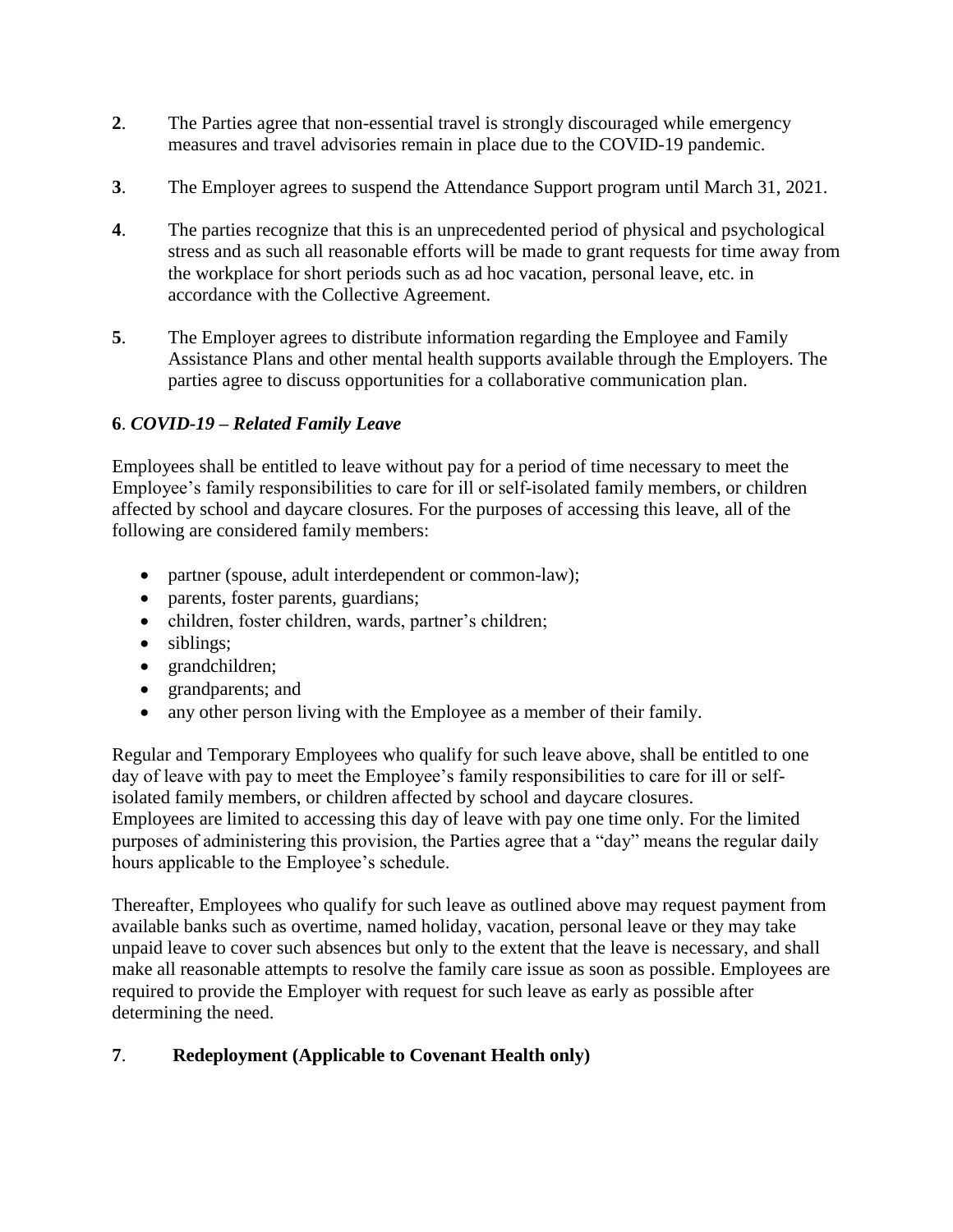**2**. The Parties agree that non-essential travel is strongly discouraged while emergency measures and travel advisories remain in place due to the COVID-19 pandemic.

**3**. The Employer agrees to suspend the Attendance Support program until March 31, 2021.

**4**. The parties recognize that this is an unprecedented period of physical and psychological stress and as such all reasonable efforts will be made to grant requests for time away from the workplace for short periods such as ad hoc vacation, personal leave, etc. in accordance with the Collective Agreement.

**5**. The Employer agrees to distribute information regarding the Employee and Family Assistance Plans and other mental health supports available through the Employers. The parties agree to discuss opportunities for a collaborative communication plan.

**6**. ***COVID-19 – Related Family Leave***

Employees shall be entitled to leave without pay for a period of time necessary to meet the Employee's family responsibilities to care for ill or self-isolated family members, or children affected by school and daycare closures. For the purposes of accessing this leave, all of the following are considered family members:

- partner (spouse, adult interdependent or common-law);
- parents, foster parents, guardians;
- children, foster children, wards, partner's children;
- siblings;
- grandchildren;
- grandparents; and
- any other person living with the Employee as a member of their family.

Regular and Temporary Employees who qualify for such leave above, shall be entitled to one day of leave with pay to meet the Employee's family responsibilities to care for ill or self-isolated family members, or children affected by school and daycare closures.
Employees are limited to accessing this day of leave with pay one time only. For the limited purposes of administering this provision, the Parties agree that a "day" means the regular daily hours applicable to the Employee's schedule.

Thereafter, Employees who qualify for such leave as outlined above may request payment from available banks such as overtime, named holiday, vacation, personal leave or they may take unpaid leave to cover such absences but only to the extent that the leave is necessary, and shall make all reasonable attempts to resolve the family care issue as soon as possible. Employees are required to provide the Employer with request for such leave as early as possible after determining the need.

**7**. **Redeployment (Applicable to Covenant Health only)**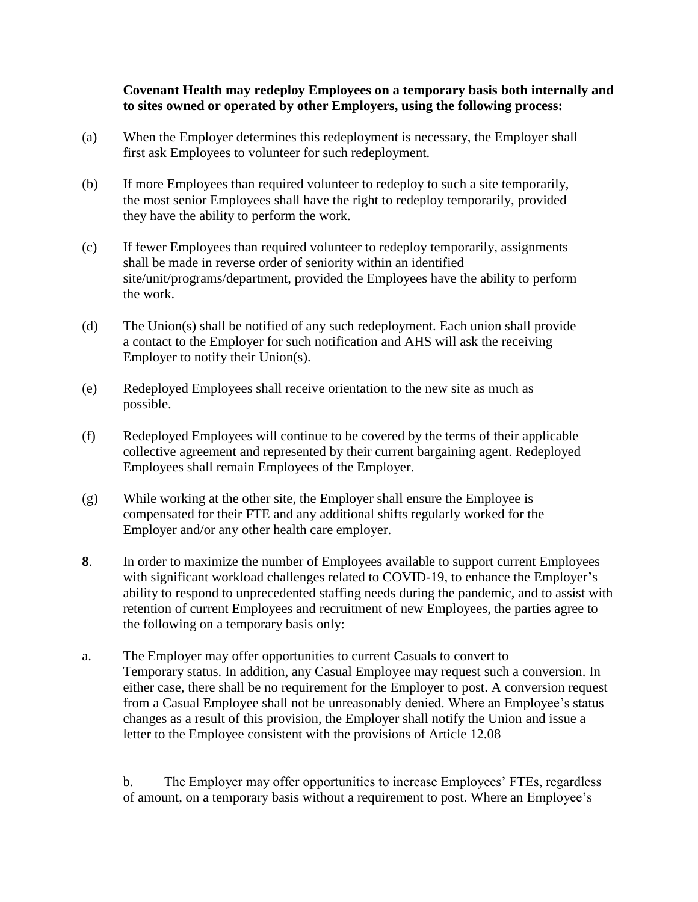**Covenant Health may redeploy Employees on a temporary basis both internally and to sites owned or operated by other Employers, using the following process:**

(a) When the Employer determines this redeployment is necessary, the Employer shall first ask Employees to volunteer for such redeployment.

(b) If more Employees than required volunteer to redeploy to such a site temporarily, the most senior Employees shall have the right to redeploy temporarily, provided they have the ability to perform the work.

(c) If fewer Employees than required volunteer to redeploy temporarily, assignments shall be made in reverse order of seniority within an identified site/unit/programs/department, provided the Employees have the ability to perform the work.

(d) The Union(s) shall be notified of any such redeployment. Each union shall provide a contact to the Employer for such notification and AHS will ask the receiving Employer to notify their Union(s).

(e) Redeployed Employees shall receive orientation to the new site as much as possible.

(f) Redeployed Employees will continue to be covered by the terms of their applicable collective agreement and represented by their current bargaining agent. Redeployed Employees shall remain Employees of the Employer.

(g) While working at the other site, the Employer shall ensure the Employee is compensated for their FTE and any additional shifts regularly worked for the Employer and/or any other health care employer.

**8**. In order to maximize the number of Employees available to support current Employees with significant workload challenges related to COVID-19, to enhance the Employer's ability to respond to unprecedented staffing needs during the pandemic, and to assist with retention of current Employees and recruitment of new Employees, the parties agree to the following on a temporary basis only:

a. The Employer may offer opportunities to current Casuals to convert to Temporary status. In addition, any Casual Employee may request such a conversion. In either case, there shall be no requirement for the Employer to post. A conversion request from a Casual Employee shall not be unreasonably denied. Where an Employee's status changes as a result of this provision, the Employer shall notify the Union and issue a letter to the Employee consistent with the provisions of Article 12.08

b. The Employer may offer opportunities to increase Employees' FTEs, regardless of amount, on a temporary basis without a requirement to post. Where an Employee's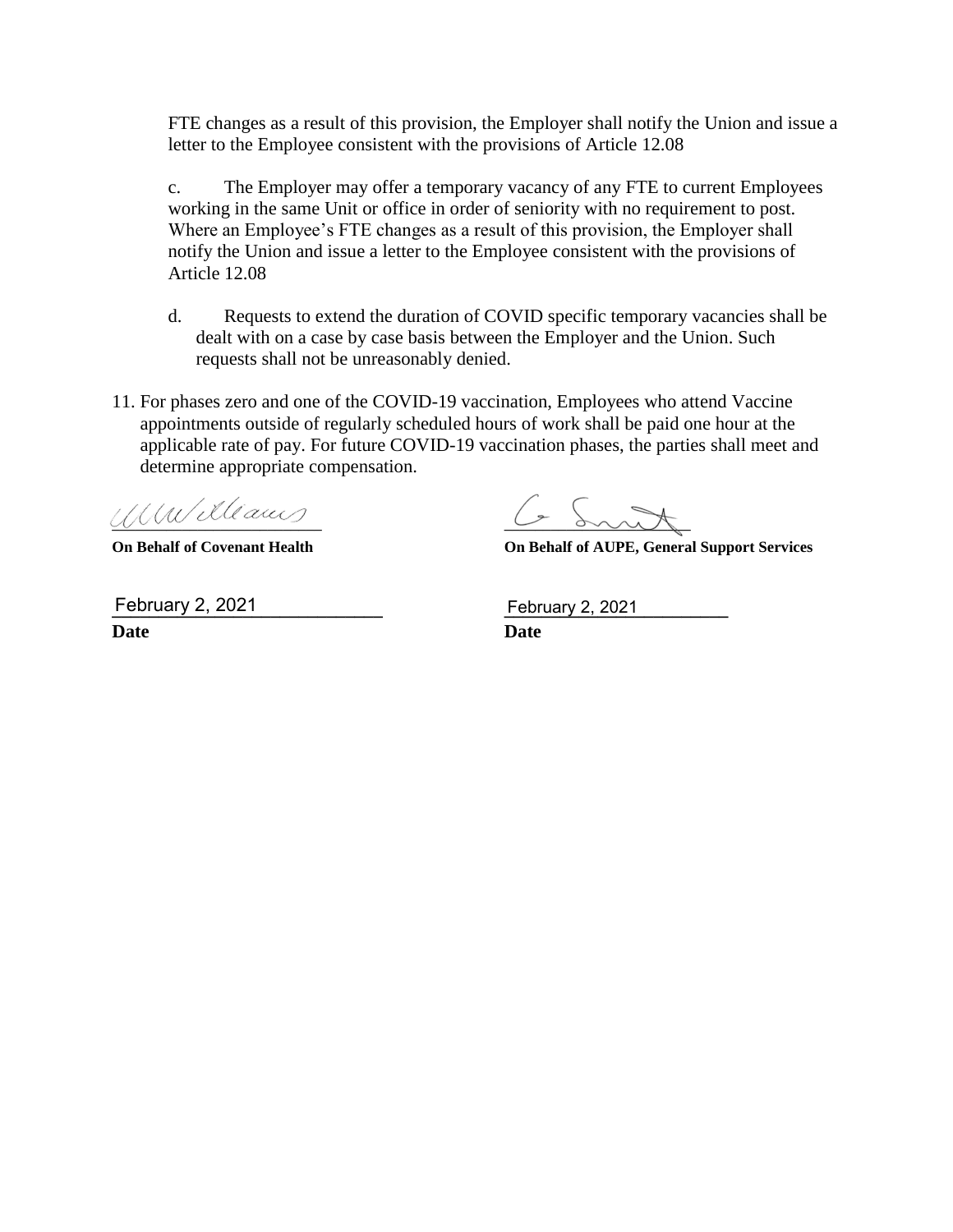FTE changes as a result of this provision, the Employer shall notify the Union and issue a letter to the Employee consistent with the provisions of Article 12.08

c. The Employer may offer a temporary vacancy of any FTE to current Employees working in the same Unit or office in order of seniority with no requirement to post. Where an Employee's FTE changes as a result of this provision, the Employer shall notify the Union and issue a letter to the Employee consistent with the provisions of Article 12.08

d. Requests to extend the duration of COVID specific temporary vacancies shall be dealt with on a case by case basis between the Employer and the Union. Such requests shall not be unreasonably denied.

11. For phases zero and one of the COVID-19 vaccination, Employees who attend Vaccine appointments outside of regularly scheduled hours of work shall be paid one hour at the applicable rate of pay. For future COVID-19 vaccination phases, the parties shall meet and determine appropriate compensation.

| | |
|---|---|
| **On Behalf of Covenant Health** | **On Behalf of AUPE, General Support Services** |
| February 2, 2021 | February 2, 2021 |
| **Date** | **Date** |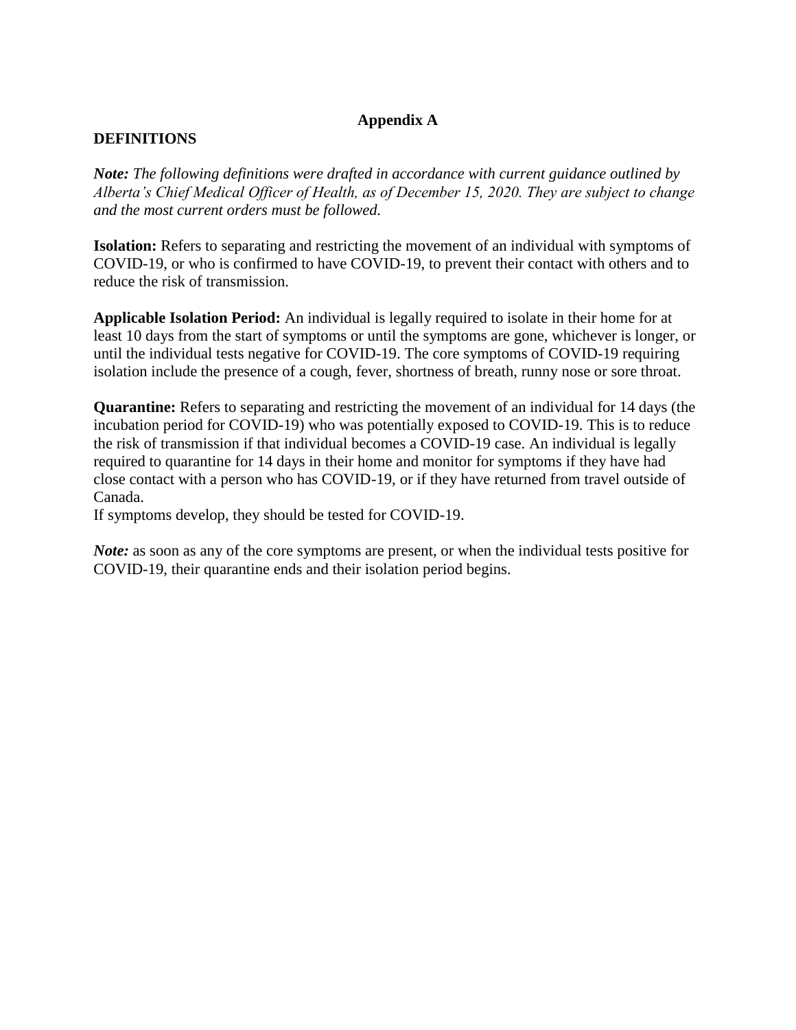## Appendix A

### DEFINITIONS

***Note:*** *The following definitions were drafted in accordance with current guidance outlined by Alberta's Chief Medical Officer of Health, as of December 15, 2020. They are subject to change and the most current orders must be followed.*

**Isolation:** Refers to separating and restricting the movement of an individual with symptoms of COVID-19, or who is confirmed to have COVID-19, to prevent their contact with others and to reduce the risk of transmission.

**Applicable Isolation Period:** An individual is legally required to isolate in their home for at least 10 days from the start of symptoms or until the symptoms are gone, whichever is longer, or until the individual tests negative for COVID-19. The core symptoms of COVID-19 requiring isolation include the presence of a cough, fever, shortness of breath, runny nose or sore throat.

**Quarantine:** Refers to separating and restricting the movement of an individual for 14 days (the incubation period for COVID-19) who was potentially exposed to COVID-19. This is to reduce the risk of transmission if that individual becomes a COVID-19 case. An individual is legally required to quarantine for 14 days in their home and monitor for symptoms if they have had close contact with a person who has COVID-19, or if they have returned from travel outside of Canada.
If symptoms develop, they should be tested for COVID-19.

***Note:*** as soon as any of the core symptoms are present, or when the individual tests positive for COVID-19, their quarantine ends and their isolation period begins.